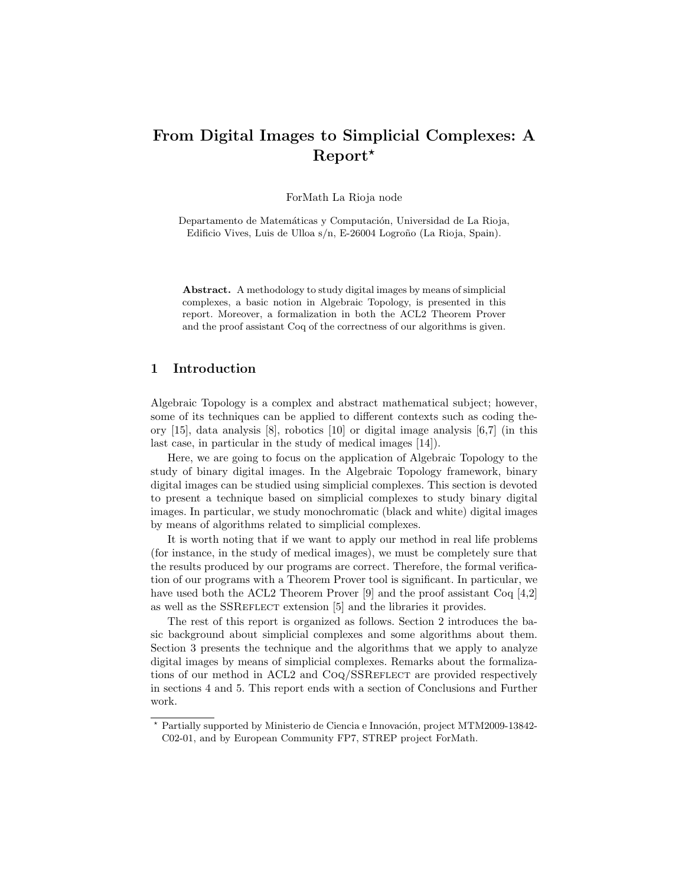# From Digital Images to Simplicial Complexes: A Report*

ForMath La Rioja node

Departamento de Matemáticas y Computación, Universidad de La Rioja, Edificio Vives, Luis de Ulloa s/n, E-26004 Logroño (La Rioja, Spain).

**Abstract.** A methodology to study digital images by means of simplicial complexes, a basic notion in Algebraic Topology, is presented in this report. Moreover, a formalization in both the ACL2 Theorem Prover and the proof assistant Coq of the correctness of our algorithms is given.

## 1 Introduction

Algebraic Topology is a complex and abstract mathematical subject; however, some of its techniques can be applied to different contexts such as coding theory [15], data analysis [8], robotics [10] or digital image analysis [6,7] (in this last case, in particular in the study of medical images [14]).

Here, we are going to focus on the application of Algebraic Topology to the study of binary digital images. In the Algebraic Topology framework, binary digital images can be studied using simplicial complexes. This section is devoted to present a technique based on simplicial complexes to study binary digital images. In particular, we study monochromatic (black and white) digital images by means of algorithms related to simplicial complexes.

It is worth noting that if we want to apply our method in real life problems (for instance, in the study of medical images), we must be completely sure that the results produced by our programs are correct. Therefore, the formal verification of our programs with a Theorem Prover tool is significant. In particular, we have used both the ACL2 Theorem Prover [9] and the proof assistant Coq [4,2] as well as the SSReflect extension [5] and the libraries it provides.

The rest of this report is organized as follows. Section 2 introduces the basic background about simplicial complexes and some algorithms about them. Section 3 presents the technique and the algorithms that we apply to analyze digital images by means of simplicial complexes. Remarks about the formalizations of our method in ACL2 and Coq/SSReflect are provided respectively in sections 4 and 5. This report ends with a section of Conclusions and Further work.

---

* Partially supported by Ministerio de Ciencia e Innovación, project MTM2009-13842-C02-01, and by European Community FP7, STREP project ForMath.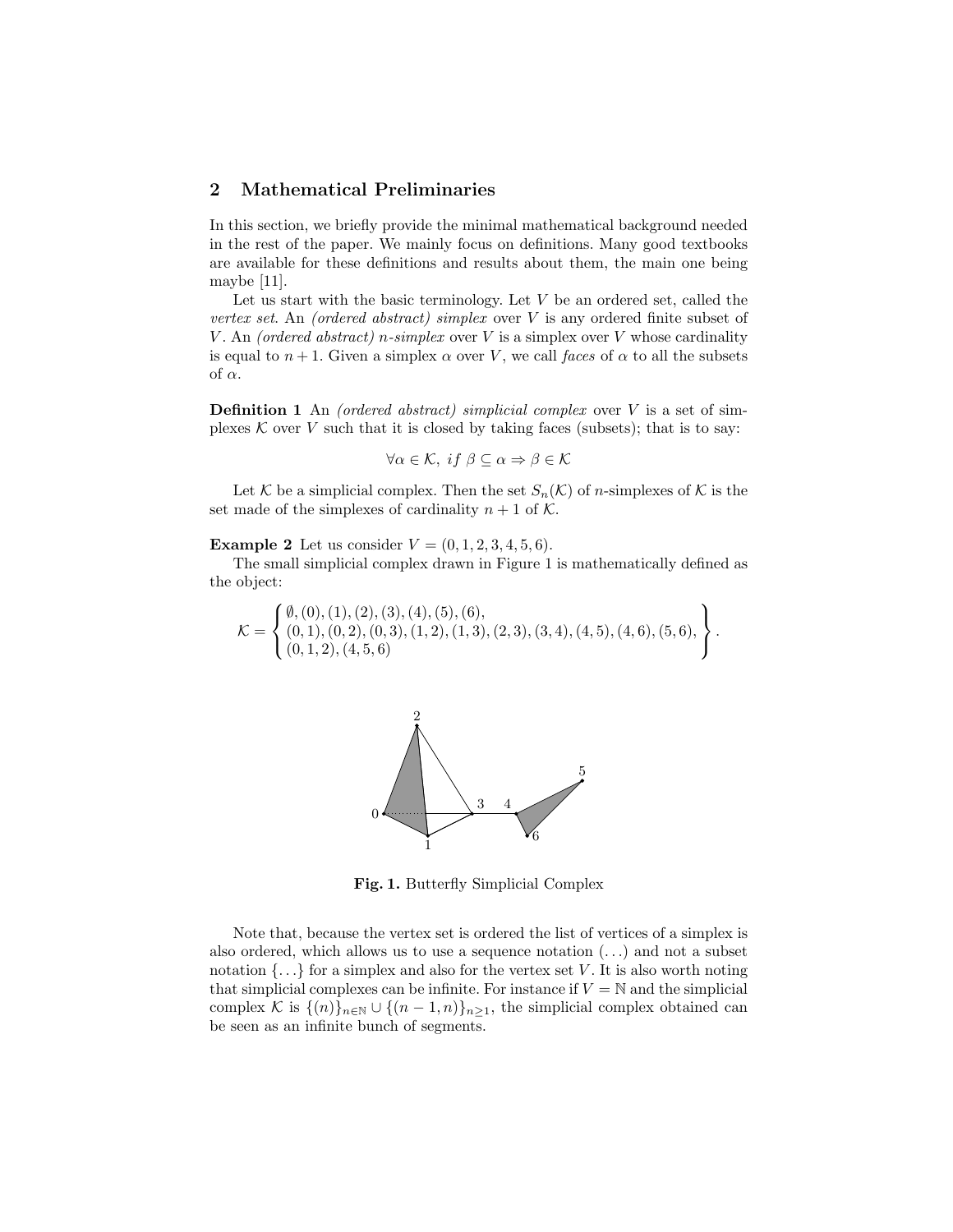## 2 Mathematical Preliminaries

In this section, we briefly provide the minimal mathematical background needed in the rest of the paper. We mainly focus on definitions. Many good textbooks are available for these definitions and results about them, the main one being maybe [11].

Let us start with the basic terminology. Let $V$ be an ordered set, called the *vertex set*. An *(ordered abstract) simplex* over $V$ is any ordered finite subset of $V$. An *(ordered abstract) n-simplex* over $V$ is a simplex over $V$ whose cardinality is equal to $n+1$. Given a simplex $\alpha$ over $V$, we call *faces* of $\alpha$ to all the subsets of $\alpha$.

**Definition 1** An *(ordered abstract) simplicial complex* over $V$ is a set of simplexes $\mathcal{K}$ over $V$ such that it is closed by taking faces (subsets); that is to say:

$$\forall \alpha \in \mathcal{K},\ if\ \beta \subseteq \alpha \Rightarrow \beta \in \mathcal{K}$$

Let $\mathcal{K}$ be a simplicial complex. Then the set $S_n(\mathcal{K})$ of $n$-simplexes of $\mathcal{K}$ is the set made of the simplexes of cardinality $n+1$ of $\mathcal{K}$.

**Example 2** Let us consider $V = (0, 1, 2, 3, 4, 5, 6)$.

The small simplicial complex drawn in Figure 1 is mathematically defined as the object:

$$\mathcal{K} = \left\{ \begin{array}{l} \emptyset, (0), (1), (2), (3), (4), (5), (6), \\ (0,1), (0,2), (0,3), (1,2), (1,3), (2,3), (3,4), (4,5), (4,6), (5,6), \\ (0,1,2), (4,5,6) \end{array} \right\}.$$

**Fig. 1.** Butterfly Simplicial Complex

Note that, because the vertex set is ordered the list of vertices of a simplex is also ordered, which allows us to use a sequence notation $(\ldots)$ and not a subset notation $\{\ldots\}$ for a simplex and also for the vertex set $V$. It is also worth noting that simplicial complexes can be infinite. For instance if $V = \mathbb{N}$ and the simplicial complex $\mathcal{K}$ is $\{(n)\}_{n\in\mathbb{N}} \cup \{(n-1, n)\}_{n\geq 1}$, the simplicial complex obtained can be seen as an infinite bunch of segments.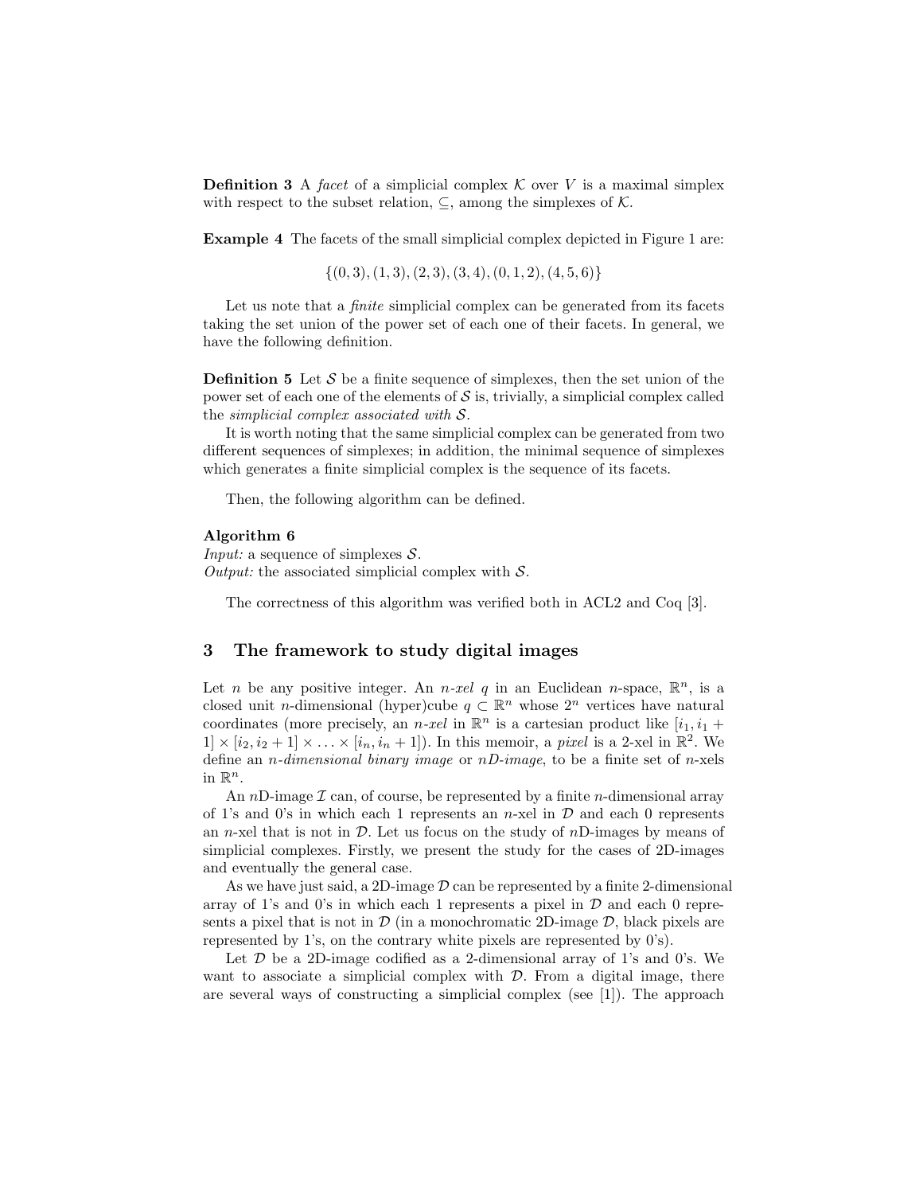**Definition 3** A *facet* of a simplicial complex $\mathcal{K}$ over $V$ is a maximal simplex with respect to the subset relation, $\subseteq$, among the simplexes of $\mathcal{K}$.

**Example 4** The facets of the small simplicial complex depicted in Figure 1 are:

$$\{(0,3),(1,3),(2,3),(3,4),(0,1,2),(4,5,6)\}$$

Let us note that a *finite* simplicial complex can be generated from its facets taking the set union of the power set of each one of their facets. In general, we have the following definition.

**Definition 5** Let $\mathcal{S}$ be a finite sequence of simplexes, then the set union of the power set of each one of the elements of $\mathcal{S}$ is, trivially, a simplicial complex called the *simplicial complex associated with* $\mathcal{S}$.

It is worth noting that the same simplicial complex can be generated from two different sequences of simplexes; in addition, the minimal sequence of simplexes which generates a finite simplicial complex is the sequence of its facets.

Then, the following algorithm can be defined.

**Algorithm 6**
*Input:* a sequence of simplexes $\mathcal{S}$.
*Output:* the associated simplicial complex with $\mathcal{S}$.

The correctness of this algorithm was verified both in ACL2 and Coq [3].

## 3 The framework to study digital images

Let $n$ be any positive integer. An *n-xel* $q$ in an Euclidean $n$-space, $\mathbb{R}^n$, is a closed unit $n$-dimensional (hyper)cube $q \subset \mathbb{R}^n$ whose $2^n$ vertices have natural coordinates (more precisely, an *n-xel* in $\mathbb{R}^n$ is a cartesian product like $[i_1, i_1+1] \times [i_2, i_2+1] \times \ldots \times [i_n, i_n+1]$). In this memoir, a *pixel* is a 2-xel in $\mathbb{R}^2$. We define an *n-dimensional binary image* or *nD-image*, to be a finite set of $n$-xels in $\mathbb{R}^n$.

An $n$D-image $\mathcal{I}$ can, of course, be represented by a finite $n$-dimensional array of 1's and 0's in which each 1 represents an $n$-xel in $\mathcal{D}$ and each 0 represents an $n$-xel that is not in $\mathcal{D}$. Let us focus on the study of $n$D-images by means of simplicial complexes. Firstly, we present the study for the cases of 2D-images and eventually the general case.

As we have just said, a 2D-image $\mathcal{D}$ can be represented by a finite 2-dimensional array of 1's and 0's in which each 1 represents a pixel in $\mathcal{D}$ and each 0 represents a pixel that is not in $\mathcal{D}$ (in a monochromatic 2D-image $\mathcal{D}$, black pixels are represented by 1's, on the contrary white pixels are represented by 0's).

Let $\mathcal{D}$ be a 2D-image codified as a 2-dimensional array of 1's and 0's. We want to associate a simplicial complex with $\mathcal{D}$. From a digital image, there are several ways of constructing a simplicial complex (see [1]). The approach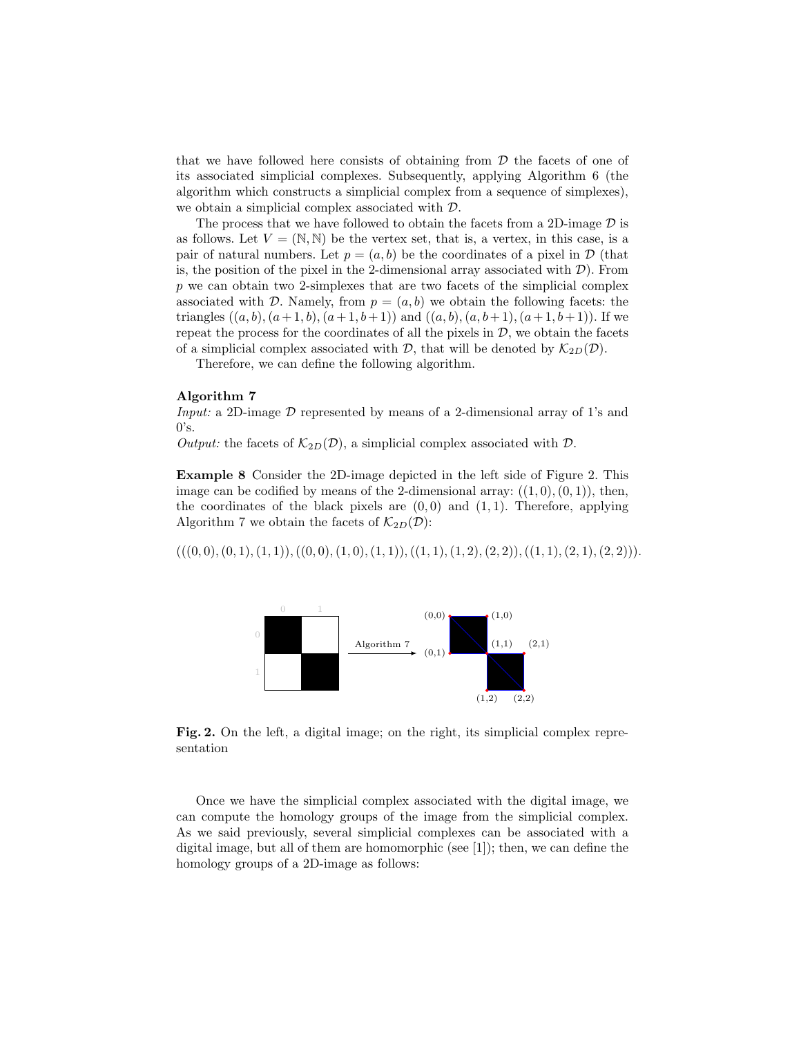that we have followed here consists of obtaining from $\mathcal{D}$ the facets of one of its associated simplicial complexes. Subsequently, applying Algorithm 6 (the algorithm which constructs a simplicial complex from a sequence of simplexes), we obtain a simplicial complex associated with $\mathcal{D}$.

The process that we have followed to obtain the facets from a 2D-image $\mathcal{D}$ is as follows. Let $V = (\mathbb{N}, \mathbb{N})$ be the vertex set, that is, a vertex, in this case, is a pair of natural numbers. Let $p = (a, b)$ be the coordinates of a pixel in $\mathcal{D}$ (that is, the position of the pixel in the 2-dimensional array associated with $\mathcal{D}$). From $p$ we can obtain two 2-simplexes that are two facets of the simplicial complex associated with $\mathcal{D}$. Namely, from $p = (a, b)$ we obtain the following facets: the triangles $((a, b), (a+1, b), (a+1, b+1))$ and $((a, b), (a, b+1), (a+1, b+1))$. If we repeat the process for the coordinates of all the pixels in $\mathcal{D}$, we obtain the facets of a simplicial complex associated with $\mathcal{D}$, that will be denoted by $\mathcal{K}_{2D}(\mathcal{D})$.

Therefore, we can define the following algorithm.

**Algorithm 7**
*Input:* a 2D-image $\mathcal{D}$ represented by means of a 2-dimensional array of 1's and 0's.
*Output:* the facets of $\mathcal{K}_{2D}(\mathcal{D})$, a simplicial complex associated with $\mathcal{D}$.

**Example 8** Consider the 2D-image depicted in the left side of Figure 2. This image can be codified by means of the 2-dimensional array: $((1, 0), (0, 1))$, then, the coordinates of the black pixels are $(0, 0)$ and $(1, 1)$. Therefore, applying Algorithm 7 we obtain the facets of $\mathcal{K}_{2D}(\mathcal{D})$:

$$(((0, 0), (0, 1), (1, 1)), ((0, 0), (1, 0), (1, 1)), ((1, 1), (1, 2), (2, 2)), ((1, 1), (2, 1), (2, 2))).$$

**Fig. 2.** On the left, a digital image; on the right, its simplicial complex representation

Once we have the simplicial complex associated with the digital image, we can compute the homology groups of the image from the simplicial complex. As we said previously, several simplicial complexes can be associated with a digital image, but all of them are homomorphic (see [1]); then, we can define the homology groups of a 2D-image as follows: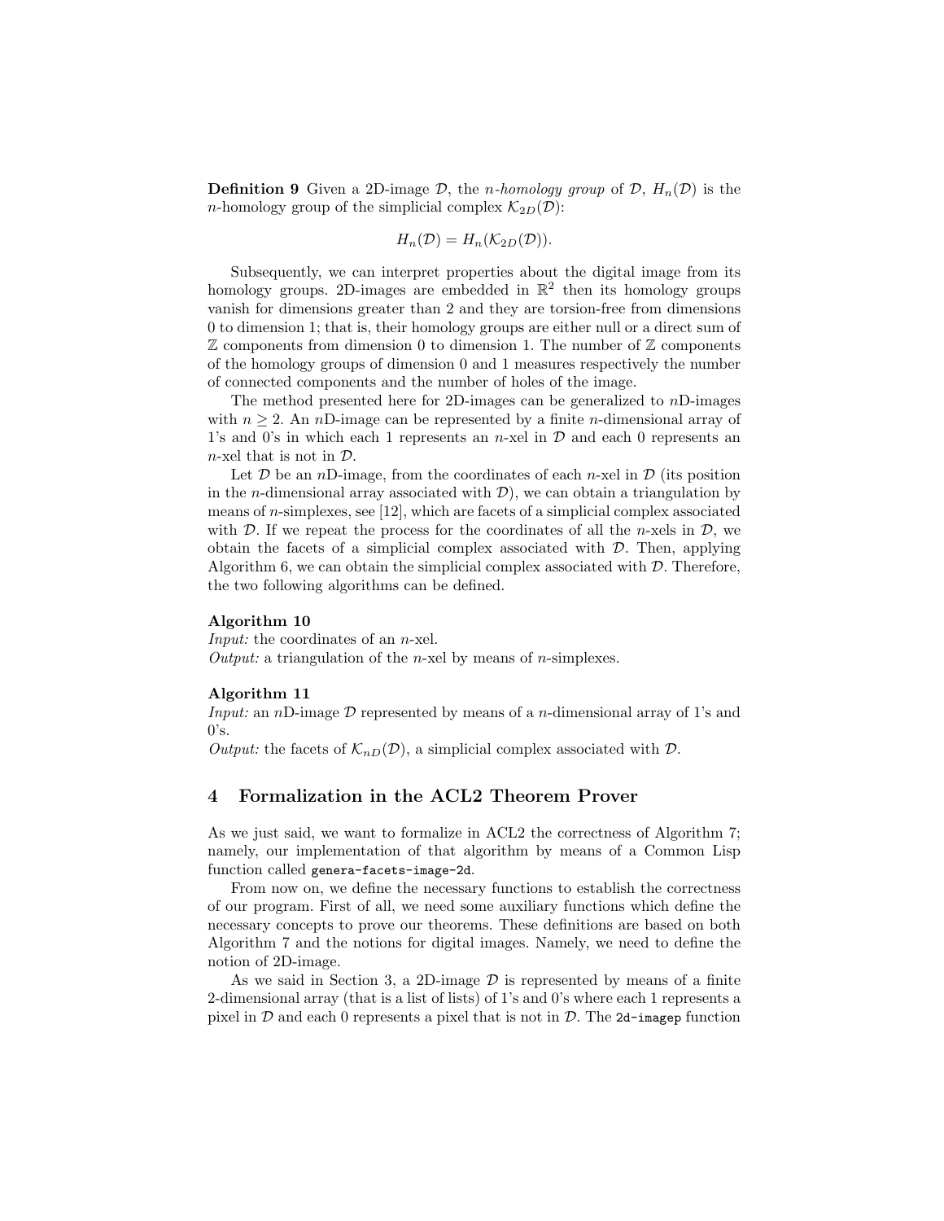**Definition 9** Given a 2D-image $\mathcal{D}$, the *n-homology group* of $\mathcal{D}$, $H_n(\mathcal{D})$ is the $n$-homology group of the simplicial complex $\mathcal{K}_{2D}(\mathcal{D})$:

$$H_n(\mathcal{D}) = H_n(\mathcal{K}_{2D}(\mathcal{D})).$$

Subsequently, we can interpret properties about the digital image from its homology groups. 2D-images are embedded in $\mathbb{R}^2$ then its homology groups vanish for dimensions greater than 2 and they are torsion-free from dimensions 0 to dimension 1; that is, their homology groups are either null or a direct sum of $\mathbb{Z}$ components from dimension 0 to dimension 1. The number of $\mathbb{Z}$ components of the homology groups of dimension 0 and 1 measures respectively the number of connected components and the number of holes of the image.

The method presented here for 2D-images can be generalized to $n$D-images with $n \geq 2$. An $n$D-image can be represented by a finite $n$-dimensional array of 1's and 0's in which each 1 represents an $n$-xel in $\mathcal{D}$ and each 0 represents an $n$-xel that is not in $\mathcal{D}$.

Let $\mathcal{D}$ be an $n$D-image, from the coordinates of each $n$-xel in $\mathcal{D}$ (its position in the $n$-dimensional array associated with $\mathcal{D}$), we can obtain a triangulation by means of $n$-simplexes, see [12], which are facets of a simplicial complex associated with $\mathcal{D}$. If we repeat the process for the coordinates of all the $n$-xels in $\mathcal{D}$, we obtain the facets of a simplicial complex associated with $\mathcal{D}$. Then, applying Algorithm 6, we can obtain the simplicial complex associated with $\mathcal{D}$. Therefore, the two following algorithms can be defined.

**Algorithm 10**
*Input:* the coordinates of an $n$-xel.
*Output:* a triangulation of the $n$-xel by means of $n$-simplexes.

**Algorithm 11**
*Input:* an $n$D-image $\mathcal{D}$ represented by means of a $n$-dimensional array of 1's and 0's.
*Output:* the facets of $\mathcal{K}_{nD}(\mathcal{D})$, a simplicial complex associated with $\mathcal{D}$.

## 4 Formalization in the ACL2 Theorem Prover

As we just said, we want to formalize in ACL2 the correctness of Algorithm 7; namely, our implementation of that algorithm by means of a Common Lisp function called `genera-facets-image-2d`.

From now on, we define the necessary functions to establish the correctness of our program. First of all, we need some auxiliary functions which define the necessary concepts to prove our theorems. These definitions are based on both Algorithm 7 and the notions for digital images. Namely, we need to define the notion of 2D-image.

As we said in Section 3, a 2D-image $\mathcal{D}$ is represented by means of a finite 2-dimensional array (that is a list of lists) of 1's and 0's where each 1 represents a pixel in $\mathcal{D}$ and each 0 represents a pixel that is not in $\mathcal{D}$. The `2d-imagep` function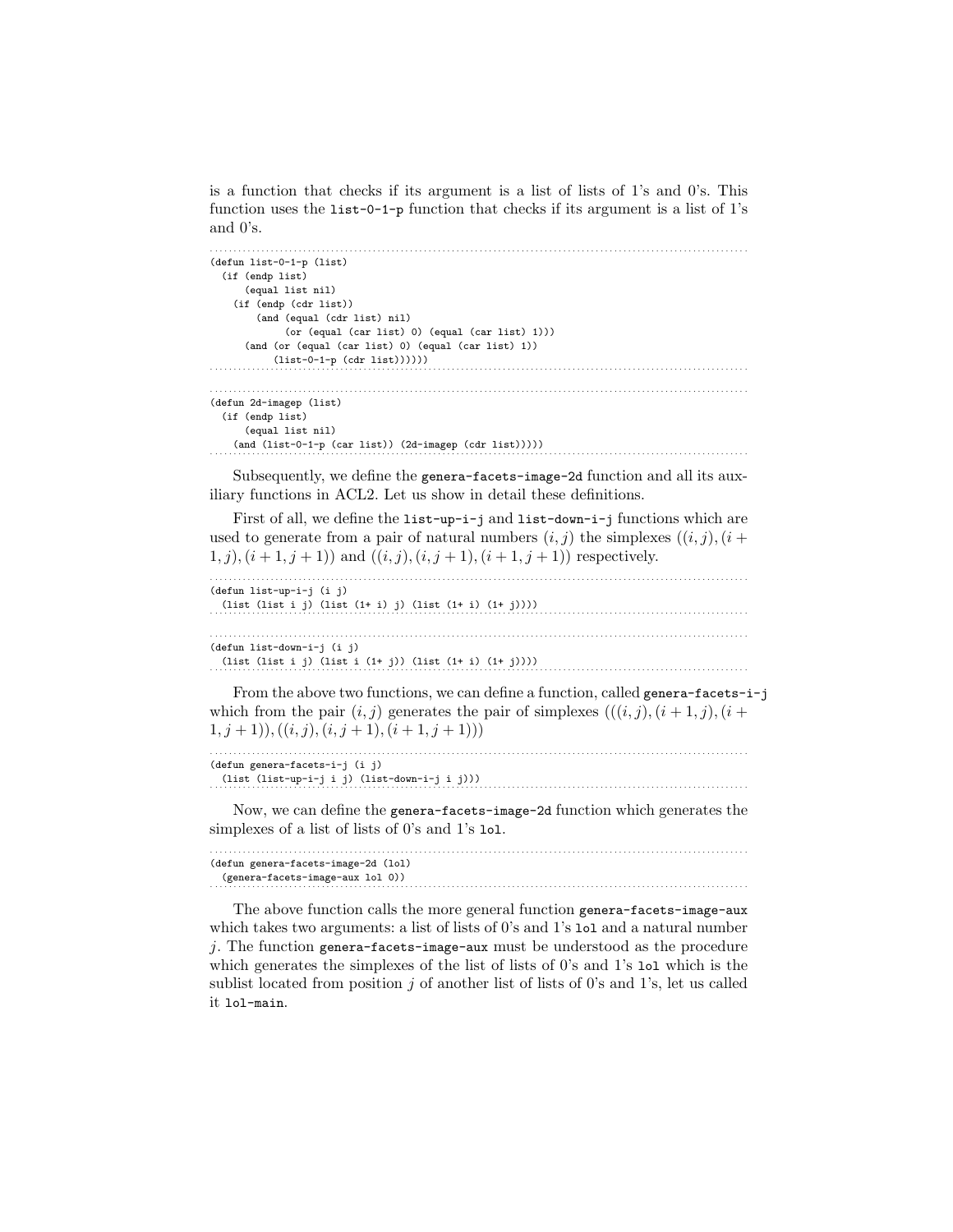is a function that checks if its argument is a list of lists of 1's and 0's. This function uses the `list-0-1-p` function that checks if its argument is a list of 1's and 0's.

```
(defun list-0-1-p (list)
  (if (endp list)
      (equal list nil)
    (if (endp (cdr list))
        (and (equal (cdr list) nil)
             (or (equal (car list) 0) (equal (car list) 1)))
      (and (or (equal (car list) 0) (equal (car list) 1))
           (list-0-1-p (cdr list))))))
```

```
(defun 2d-imagep (list)
  (if (endp list)
      (equal list nil)
    (and (list-0-1-p (car list)) (2d-imagep (cdr list)))))
```

Subsequently, we define the `genera-facets-image-2d` function and all its auxiliary functions in ACL2. Let us show in detail these definitions.

First of all, we define the `list-up-i-j` and `list-down-i-j` functions which are used to generate from a pair of natural numbers $(i, j)$ the simplexes $((i, j), (i + 1, j), (i + 1, j + 1))$ and $((i, j), (i, j + 1), (i + 1, j + 1))$ respectively.

```
(defun list-up-i-j (i j)
  (list (list i j) (list (1+ i) j) (list (1+ i) (1+ j))))
```

```
(defun list-down-i-j (i j)
  (list (list i j) (list i (1+ j)) (list (1+ i) (1+ j))))
```

From the above two functions, we can define a function, called `genera-facets-i-j` which from the pair $(i, j)$ generates the pair of simplexes $(((i, j), (i + 1, j), (i + 1, j + 1)), ((i, j), (i, j + 1), (i + 1, j + 1)))$

```
(defun genera-facets-i-j (i j)
  (list (list-up-i-j i j) (list-down-i-j i j)))
```

Now, we can define the `genera-facets-image-2d` function which generates the simplexes of a list of lists of 0's and 1's `lol`.

```
(defun genera-facets-image-2d (lol)
  (genera-facets-image-aux lol 0))
```

The above function calls the more general function `genera-facets-image-aux` which takes two arguments: a list of lists of 0's and 1's `lol` and a natural number $j$. The function `genera-facets-image-aux` must be understood as the procedure which generates the simplexes of the list of lists of 0's and 1's `lol` which is the sublist located from position $j$ of another list of lists of 0's and 1's, let us called it `lol-main`.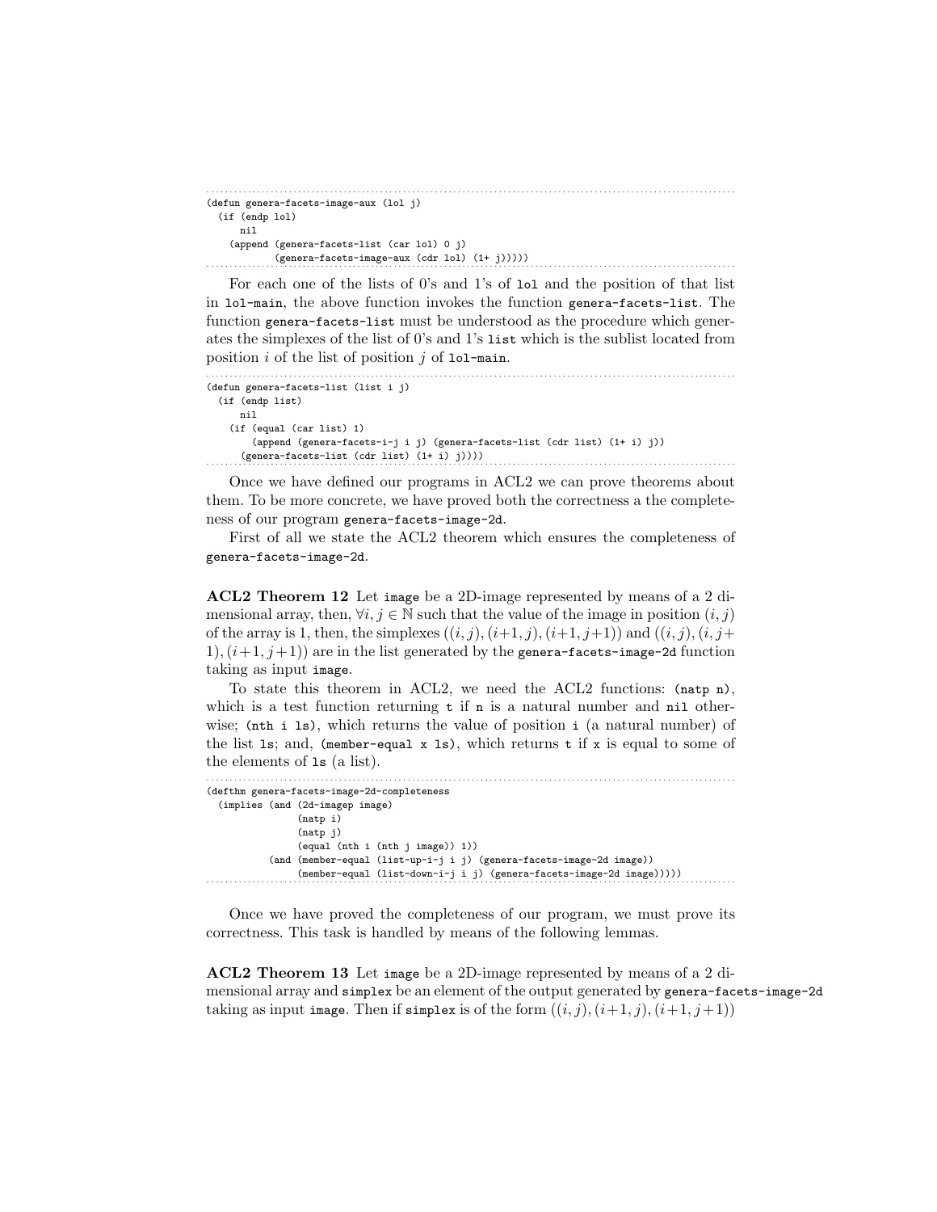```
(defun genera-facets-image-aux (lol j)
  (if (endp lol)
      nil
    (append (genera-facets-list (car lol) 0 j)
            (genera-facets-image-aux (cdr lol) (1+ j)))))
```

For each one of the lists of 0's and 1's of `lol` and the position of that list in `lol-main`, the above function invokes the function `genera-facets-list`. The function `genera-facets-list` must be understood as the procedure which generates the simplexes of the list of 0's and 1's `list` which is the sublist located from position $i$ of the list of position $j$ of `lol-main`.

```
(defun genera-facets-list (list i j)
  (if (endp list)
      nil
    (if (equal (car list) 1)
        (append (genera-facets-i-j i j) (genera-facets-list (cdr list) (1+ i) j))
      (genera-facets-list (cdr list) (1+ i) j))))
```

Once we have defined our programs in ACL2 we can prove theorems about them. To be more concrete, we have proved both the correctness a the completeness of our program `genera-facets-image-2d`.

First of all we state the ACL2 theorem which ensures the completeness of `genera-facets-image-2d`.

**ACL2 Theorem 12** Let `image` be a 2D-image represented by means of a 2 dimensional array, then, $\forall i, j \in \mathbb{N}$ such that the value of the image in position $(i, j)$ of the array is 1, then, the simplexes $((i, j), (i+1, j), (i+1, j+1))$ and $((i, j), (i, j+1), (i+1, j+1))$ are in the list generated by the `genera-facets-image-2d` function taking as input `image`.

To state this theorem in ACL2, we need the ACL2 functions: `(natp n)`, which is a test function returning `t` if `n` is a natural number and `nil` otherwise; `(nth i ls)`, which returns the value of position `i` (a natural number) of the list `ls`; and, `(member-equal x ls)`, which returns `t` if `x` is equal to some of the elements of `ls` (a list).

```
(defthm genera-facets-image-2d-completeness
  (implies (and (2d-imagep image)
                (natp i)
                (natp j)
                (equal (nth i (nth j image)) 1))
           (and (member-equal (list-up-i-j i j) (genera-facets-image-2d image))
                (member-equal (list-down-i-j i j) (genera-facets-image-2d image)))))
```

Once we have proved the completeness of our program, we must prove its correctness. This task is handled by means of the following lemmas.

**ACL2 Theorem 13** Let `image` be a 2D-image represented by means of a 2 dimensional array and `simplex` be an element of the output generated by `genera-facets-image-2d` taking as input `image`. Then if `simplex` is of the form $((i, j), (i+1, j), (i+1, j+1))$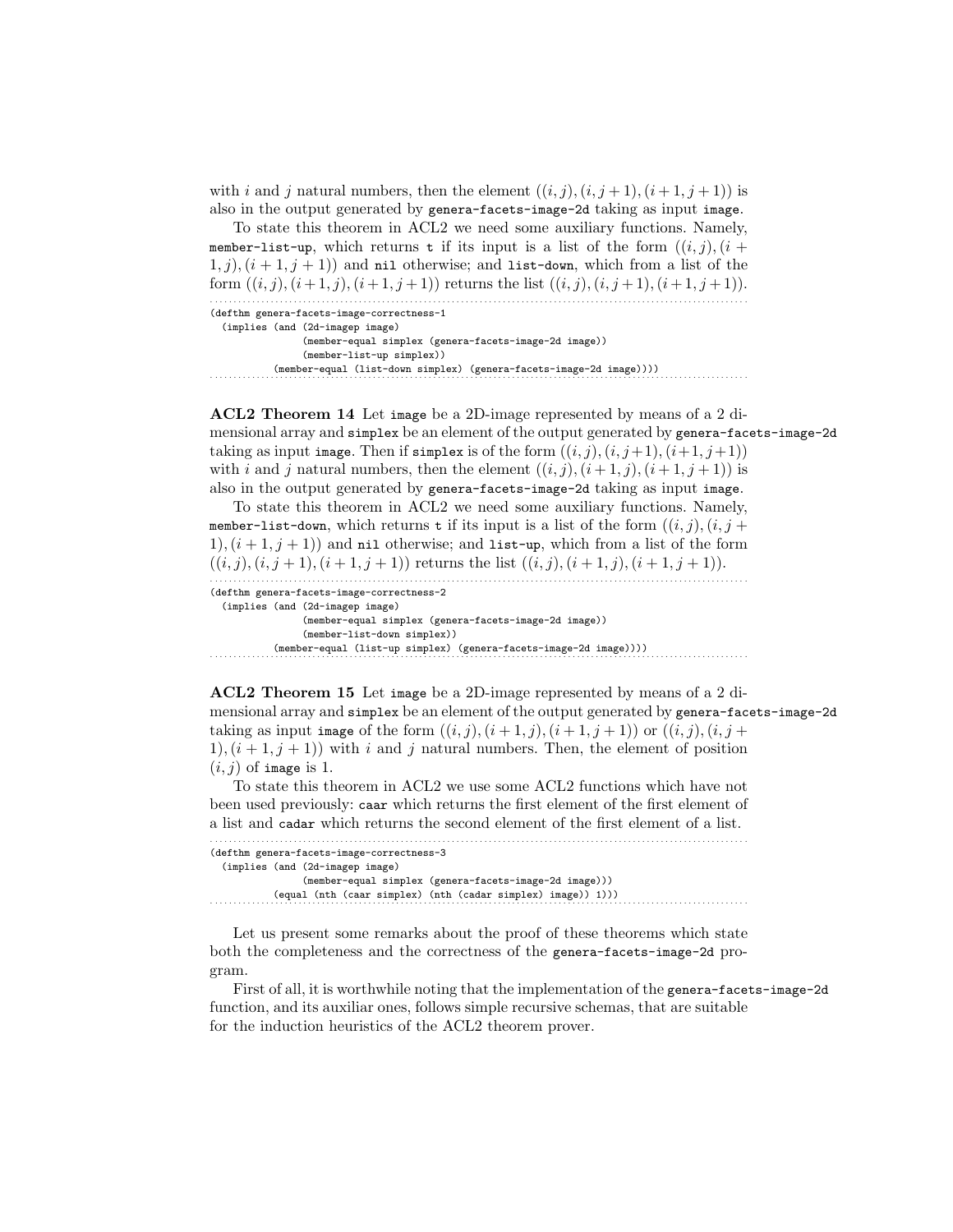with $i$ and $j$ natural numbers, then the element $((i,j),(i,j+1),(i+1,j+1))$ is also in the output generated by `genera-facets-image-2d` taking as input `image`.

To state this theorem in ACL2 we need some auxiliary functions. Namely, `member-list-up`, which returns `t` if its input is a list of the form $((i,j),(i+1,j),(i+1,j+1))$ and `nil` otherwise; and `list-down`, which from a list of the form $((i,j),(i+1,j),(i+1,j+1))$ returns the list $((i,j),(i,j+1),(i+1,j+1))$.

```
(defthm genera-facets-image-correctness-1
  (implies (and (2d-imagep image)
                (member-equal simplex (genera-facets-image-2d image))
                (member-list-up simplex))
           (member-equal (list-down simplex) (genera-facets-image-2d image))))
```

**ACL2 Theorem 14** Let `image` be a 2D-image represented by means of a 2 dimensional array and `simplex` be an element of the output generated by `genera-facets-image-2d` taking as input `image`. Then if `simplex` is of the form $((i,j),(i,j+1),(i+1,j+1))$ with $i$ and $j$ natural numbers, then the element $((i,j),(i+1,j),(i+1,j+1))$ is also in the output generated by `genera-facets-image-2d` taking as input `image`.

To state this theorem in ACL2 we need some auxiliary functions. Namely, `member-list-down`, which returns `t` if its input is a list of the form $((i,j),(i,j+1),(i+1,j+1))$ and `nil` otherwise; and `list-up`, which from a list of the form $((i,j),(i,j+1),(i+1,j+1))$ returns the list $((i,j),(i+1,j),(i+1,j+1))$.

```
(defthm genera-facets-image-correctness-2
  (implies (and (2d-imagep image)
                (member-equal simplex (genera-facets-image-2d image))
                (member-list-down simplex))
           (member-equal (list-up simplex) (genera-facets-image-2d image))))
```

**ACL2 Theorem 15** Let `image` be a 2D-image represented by means of a 2 dimensional array and `simplex` be an element of the output generated by `genera-facets-image-2d` taking as input `image` of the form $((i,j),(i+1,j),(i+1,j+1))$ or $((i,j),(i,j+1),(i+1,j+1))$ with $i$ and $j$ natural numbers. Then, the element of position $(i,j)$ of `image` is 1.

To state this theorem in ACL2 we use some ACL2 functions which have not been used previously: `caar` which returns the first element of the first element of a list and `cadar` which returns the second element of the first element of a list.

```
(defthm genera-facets-image-correctness-3
  (implies (and (2d-imagep image)
                (member-equal simplex (genera-facets-image-2d image)))
           (equal (nth (caar simplex) (nth (cadar simplex) image)) 1)))
```

Let us present some remarks about the proof of these theorems which state both the completeness and the correctness of the `genera-facets-image-2d` program.

First of all, it is worthwhile noting that the implementation of the `genera-facets-image-2d` function, and its auxiliar ones, follows simple recursive schemas, that are suitable for the induction heuristics of the ACL2 theorem prover.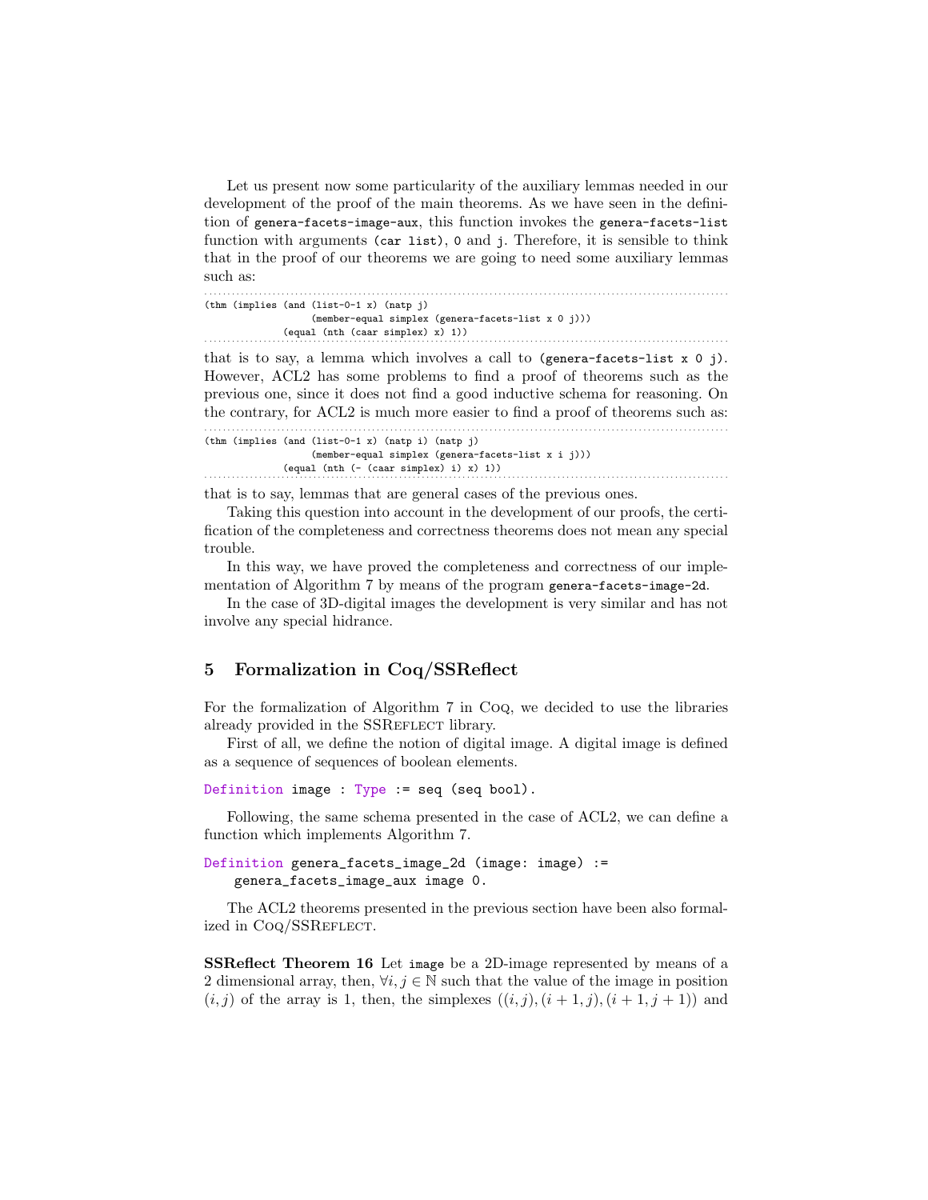Let us present now some particularity of the auxiliary lemmas needed in our development of the proof of the main theorems. As we have seen in the definition of `genera-facets-image-aux`, this function invokes the `genera-facets-list` function with arguments `(car list)`, `0` and `j`. Therefore, it is sensible to think that in the proof of our theorems we are going to need some auxiliary lemmas such as:

```
(thm (implies (and (list-0-1 x) (natp j)
                   (member-equal simplex (genera-facets-list x 0 j)))
              (equal (nth (caar simplex) x) 1))
```

that is to say, a lemma which involves a call to `(genera-facets-list x 0 j)`. However, ACL2 has some problems to find a proof of theorems such as the previous one, since it does not find a good inductive schema for reasoning. On the contrary, for ACL2 is much more easier to find a proof of theorems such as:

```
(thm (implies (and (list-0-1 x) (natp i) (natp j)
                   (member-equal simplex (genera-facets-list x i j)))
              (equal (nth (- (caar simplex) i) x) 1))
```

that is to say, lemmas that are general cases of the previous ones.

Taking this question into account in the development of our proofs, the certification of the completeness and correctness theorems does not mean any special trouble.

In this way, we have proved the completeness and correctness of our implementation of Algorithm 7 by means of the program `genera-facets-image-2d`.

In the case of 3D-digital images the development is very similar and has not involve any special hidrance.

## 5 Formalization in Coq/SSReflect

For the formalization of Algorithm 7 in Coq, we decided to use the libraries already provided in the SSReflect library.

First of all, we define the notion of digital image. A digital image is defined as a sequence of sequences of boolean elements.

```
Definition image : Type := seq (seq bool).
```

Following, the same schema presented in the case of ACL2, we can define a function which implements Algorithm 7.

```
Definition genera_facets_image_2d (image: image) :=
    genera_facets_image_aux image 0.
```

The ACL2 theorems presented in the previous section have been also formalized in Coq/SSReflect.

**SSReflect Theorem 16** Let `image` be a 2D-image represented by means of a 2 dimensional array, then, $\forall i, j \in \mathbb{N}$ such that the value of the image in position $(i, j)$ of the array is 1, then, the simplexes $((i, j), (i + 1, j), (i + 1, j + 1))$ and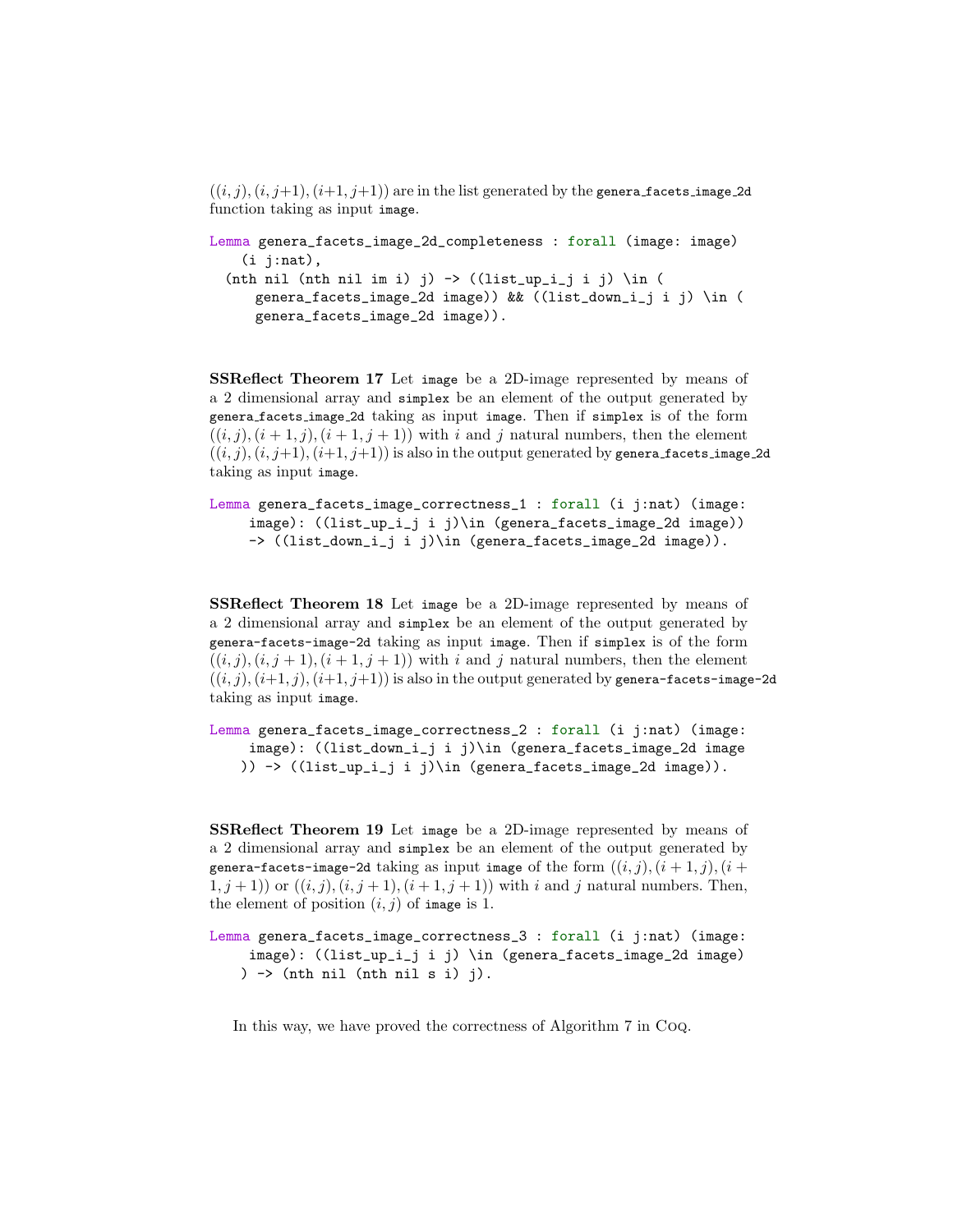$((i, j), (i, j{+}1), (i{+}1, j{+}1))$ are in the list generated by the `genera_facets_image_2d` function taking as input `image`.

```
Lemma genera_facets_image_2d_completeness : forall (image: image)
    (i j:nat),
  (nth nil (nth nil im i) j) -> ((list_up_i_j i j) \in (
      genera_facets_image_2d image)) && ((list_down_i_j i j) \in (
      genera_facets_image_2d image)).
```

**SSReflect Theorem 17** Let `image` be a 2D-image represented by means of a 2 dimensional array and `simplex` be an element of the output generated by `genera_facets_image_2d` taking as input `image`. Then if `simplex` is of the form $((i, j), (i+1, j), (i+1, j+1))$ with $i$ and $j$ natural numbers, then the element $((i, j), (i, j{+}1), (i{+}1, j{+}1))$ is also in the output generated by `genera_facets_image_2d` taking as input `image`.

```
Lemma genera_facets_image_correctness_1 : forall (i j:nat) (image:
     image): ((list_up_i_j i j)\in (genera_facets_image_2d image))
     -> ((list_down_i_j i j)\in (genera_facets_image_2d image)).
```

**SSReflect Theorem 18** Let `image` be a 2D-image represented by means of a 2 dimensional array and `simplex` be an element of the output generated by `genera-facets-image-2d` taking as input `image`. Then if `simplex` is of the form $((i, j), (i, j+1), (i+1, j+1))$ with $i$ and $j$ natural numbers, then the element $((i, j), (i{+}1, j), (i{+}1, j{+}1))$ is also in the output generated by `genera-facets-image-2d` taking as input `image`.

```
Lemma genera_facets_image_correctness_2 : forall (i j:nat) (image:
     image): ((list_down_i_j i j)\in (genera_facets_image_2d image
    )) -> ((list_up_i_j i j)\in (genera_facets_image_2d image)).
```

**SSReflect Theorem 19** Let `image` be a 2D-image represented by means of a 2 dimensional array and `simplex` be an element of the output generated by `genera-facets-image-2d` taking as input `image` of the form $((i, j), (i + 1, j), (i + 1, j + 1))$ or $((i, j), (i, j + 1), (i + 1, j + 1))$ with $i$ and $j$ natural numbers. Then, the element of position $(i, j)$ of `image` is 1.

```
Lemma genera_facets_image_correctness_3 : forall (i j:nat) (image:
     image): ((list_up_i_j i j) \in (genera_facets_image_2d image)
    ) -> (nth nil (nth nil s i) j).
```

In this way, we have proved the correctness of Algorithm 7 in Coq.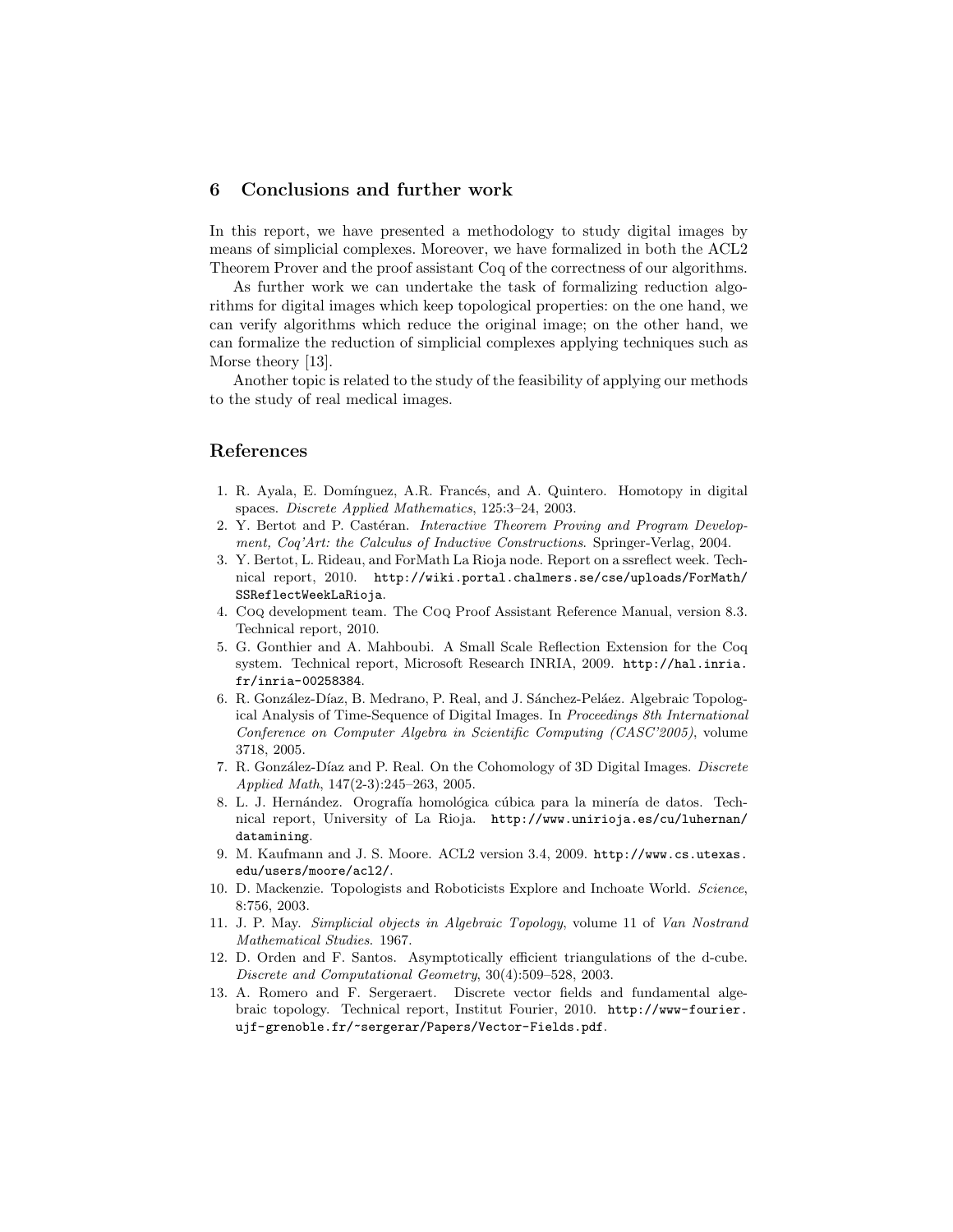## 6 Conclusions and further work

In this report, we have presented a methodology to study digital images by means of simplicial complexes. Moreover, we have formalized in both the ACL2 Theorem Prover and the proof assistant Coq of the correctness of our algorithms.

As further work we can undertake the task of formalizing reduction algorithms for digital images which keep topological properties: on the one hand, we can verify algorithms which reduce the original image; on the other hand, we can formalize the reduction of simplicial complexes applying techniques such as Morse theory [13].

Another topic is related to the study of the feasibility of applying our methods to the study of real medical images.

## References

1. R. Ayala, E. Domínguez, A.R. Francés, and A. Quintero. Homotopy in digital spaces. *Discrete Applied Mathematics*, 125:3–24, 2003.
2. Y. Bertot and P. Castéran. *Interactive Theorem Proving and Program Development, Coq'Art: the Calculus of Inductive Constructions*. Springer-Verlag, 2004.
3. Y. Bertot, L. Rideau, and ForMath La Rioja node. Report on a ssreflect week. Technical report, 2010. `http://wiki.portal.chalmers.se/cse/uploads/ForMath/SSReflectWeekLaRioja`.
4. Coq development team. The Coq Proof Assistant Reference Manual, version 8.3. Technical report, 2010.
5. G. Gonthier and A. Mahboubi. A Small Scale Reflection Extension for the Coq system. Technical report, Microsoft Research INRIA, 2009. `http://hal.inria.fr/inria-00258384`.
6. R. González-Díaz, B. Medrano, P. Real, and J. Sánchez-Peláez. Algebraic Topological Analysis of Time-Sequence of Digital Images. In *Proceedings 8th International Conference on Computer Algebra in Scientific Computing (CASC'2005)*, volume 3718, 2005.
7. R. González-Díaz and P. Real. On the Cohomology of 3D Digital Images. *Discrete Applied Math*, 147(2-3):245–263, 2005.
8. L. J. Hernández. Orografía homológica cúbica para la minería de datos. Technical report, University of La Rioja. `http://www.unirioja.es/cu/luhernan/datamining`.
9. M. Kaufmann and J. S. Moore. ACL2 version 3.4, 2009. `http://www.cs.utexas.edu/users/moore/acl2/`.
10. D. Mackenzie. Topologists and Roboticists Explore and Inchoate World. *Science*, 8:756, 2003.
11. J. P. May. *Simplicial objects in Algebraic Topology*, volume 11 of *Van Nostrand Mathematical Studies*. 1967.
12. D. Orden and F. Santos. Asymptotically efficient triangulations of the d-cube. *Discrete and Computational Geometry*, 30(4):509–528, 2003.
13. A. Romero and F. Sergeraert. Discrete vector fields and fundamental algebraic topology. Technical report, Institut Fourier, 2010. `http://www-fourier.ujf-grenoble.fr/~sergerar/Papers/Vector-Fields.pdf`.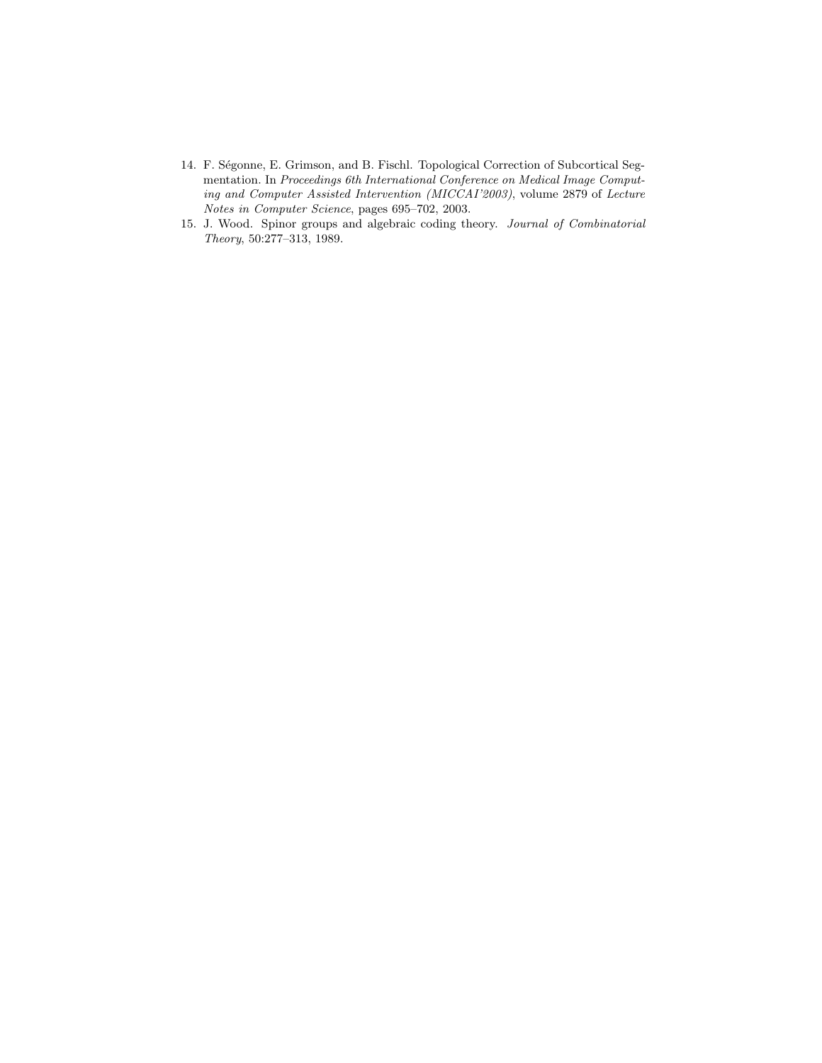14. F. Ségonne, E. Grimson, and B. Fischl. Topological Correction of Subcortical Segmentation. In *Proceedings 6th International Conference on Medical Image Computing and Computer Assisted Intervention (MICCAI'2003)*, volume 2879 of *Lecture Notes in Computer Science*, pages 695–702, 2003.
15. J. Wood. Spinor groups and algebraic coding theory. *Journal of Combinatorial Theory*, 50:277–313, 1989.